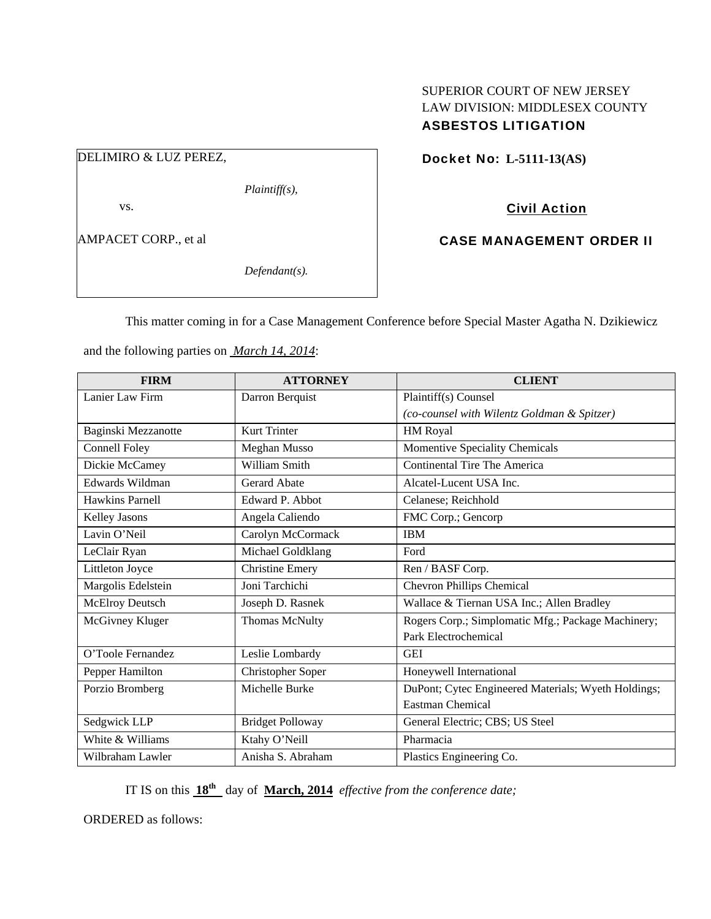SUPERIOR COURT OF NEW JERSEY
LAW DIVISION: MIDDLESEX COUNTY
**ASBESTOS LITIGATION**

| DELIMIRO & LUZ PEREZ, |
|---|
| *Plaintiff(s),* |
| vs. |
| AMPACET CORP., et al |
| *Defendant(s).* |

**Docket No: L-5111-13(AS)**

**Civil Action**

**CASE MANAGEMENT ORDER II**

This matter coming in for a Case Management Conference before Special Master Agatha N. Dzikiewicz and the following parties on *March 14, 2014*:

| FIRM | ATTORNEY | CLIENT |
|---|---|---|
| Lanier Law Firm | Darron Berquist | Plaintiff(s) Counsel *(co-counsel with Wilentz Goldman & Spitzer)* |
| Baginski Mezzanotte | Kurt Trinter | HM Royal |
| Connell Foley | Meghan Musso | Momentive Speciality Chemicals |
| Dickie McCamey | William Smith | Continental Tire The America |
| Edwards Wildman | Gerard Abate | Alcatel-Lucent USA Inc. |
| Hawkins Parnell | Edward P. Abbot | Celanese; Reichhold |
| Kelley Jasons | Angela Caliendo | FMC Corp.; Gencorp |
| Lavin O'Neil | Carolyn McCormack | IBM |
| LeClair Ryan | Michael Goldklang | Ford |
| Littleton Joyce | Christine Emery | Ren / BASF Corp. |
| Margolis Edelstein | Joni Tarchichi | Chevron Phillips Chemical |
| McElroy Deutsch | Joseph D. Rasnek | Wallace & Tiernan USA Inc.; Allen Bradley |
| McGivney Kluger | Thomas McNulty | Rogers Corp.; Simplomatic Mfg.; Package Machinery; Park Electrochemical |
| O'Toole Fernandez | Leslie Lombardy | GEI |
| Pepper Hamilton | Christopher Soper | Honeywell International |
| Porzio Bromberg | Michelle Burke | DuPont; Cytec Engineered Materials; Wyeth Holdings; Eastman Chemical |
| Sedgwick LLP | Bridget Polloway | General Electric; CBS; US Steel |
| White & Williams | Ktahy O'Neill | Pharmacia |
| Wilbraham Lawler | Anisha S. Abraham | Plastics Engineering Co. |

IT IS on this **18th** day of **March, 2014** *effective from the conference date;*

ORDERED as follows: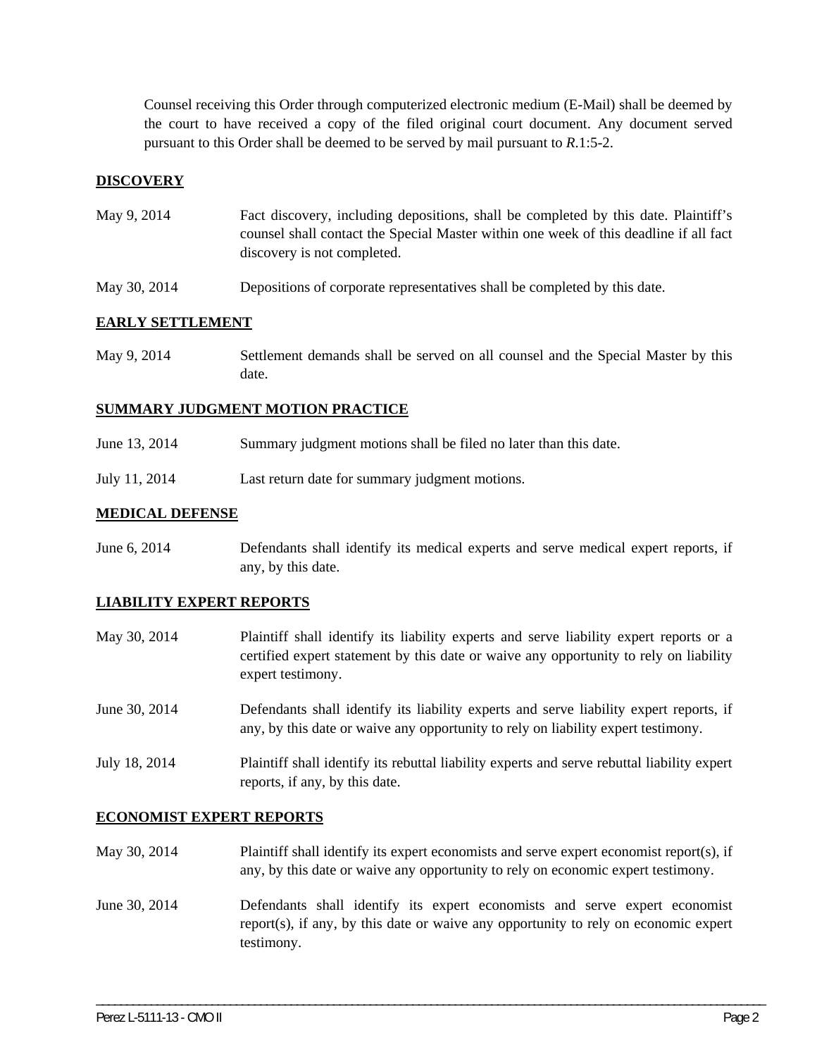Counsel receiving this Order through computerized electronic medium (E-Mail) shall be deemed by the court to have received a copy of the filed original court document. Any document served pursuant to this Order shall be deemed to be served by mail pursuant to *R*.1:5-2.

## DISCOVERY

May 9, 2014 — Fact discovery, including depositions, shall be completed by this date. Plaintiff's counsel shall contact the Special Master within one week of this deadline if all fact discovery is not completed.

May 30, 2014 — Depositions of corporate representatives shall be completed by this date.

## EARLY SETTLEMENT

May 9, 2014 — Settlement demands shall be served on all counsel and the Special Master by this date.

## SUMMARY JUDGMENT MOTION PRACTICE

June 13, 2014 — Summary judgment motions shall be filed no later than this date.

July 11, 2014 — Last return date for summary judgment motions.

## MEDICAL DEFENSE

June 6, 2014 — Defendants shall identify its medical experts and serve medical expert reports, if any, by this date.

## LIABILITY EXPERT REPORTS

May 30, 2014 — Plaintiff shall identify its liability experts and serve liability expert reports or a certified expert statement by this date or waive any opportunity to rely on liability expert testimony.

June 30, 2014 — Defendants shall identify its liability experts and serve liability expert reports, if any, by this date or waive any opportunity to rely on liability expert testimony.

July 18, 2014 — Plaintiff shall identify its rebuttal liability experts and serve rebuttal liability expert reports, if any, by this date.

## ECONOMIST EXPERT REPORTS

May 30, 2014 — Plaintiff shall identify its expert economists and serve expert economist report(s), if any, by this date or waive any opportunity to rely on economic expert testimony.

June 30, 2014 — Defendants shall identify its expert economists and serve expert economist report(s), if any, by this date or waive any opportunity to rely on economic expert testimony.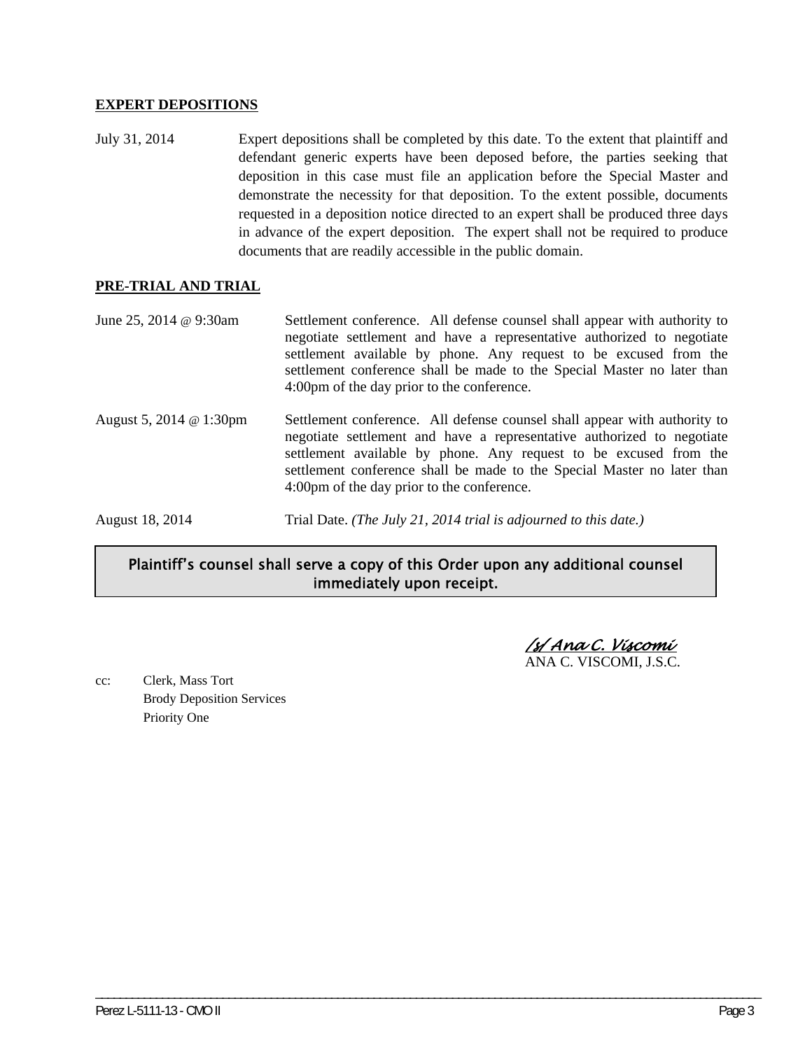**EXPERT DEPOSITIONS**

| | |
|---|---|
| July 31, 2014 | Expert depositions shall be completed by this date. To the extent that plaintiff and defendant generic experts have been deposed before, the parties seeking that deposition in this case must file an application before the Special Master and demonstrate the necessity for that deposition. To the extent possible, documents requested in a deposition notice directed to an expert shall be produced three days in advance of the expert deposition. The expert shall not be required to produce documents that are readily accessible in the public domain. |

**PRE-TRIAL AND TRIAL**

| | |
|---|---|
| June 25, 2014 @ 9:30am | Settlement conference. All defense counsel shall appear with authority to negotiate settlement and have a representative authorized to negotiate settlement available by phone. Any request to be excused from the settlement conference shall be made to the Special Master no later than 4:00pm of the day prior to the conference. |
| August 5, 2014 @ 1:30pm | Settlement conference. All defense counsel shall appear with authority to negotiate settlement and have a representative authorized to negotiate settlement available by phone. Any request to be excused from the settlement conference shall be made to the Special Master no later than 4:00pm of the day prior to the conference. |
| August 18, 2014 | Trial Date. *(The July 21, 2014 trial is adjourned to this date.)* |

**Plaintiff's counsel shall serve a copy of this Order upon any additional counsel immediately upon receipt.**

*/s/ Ana C. Viscomi*
ANA C. VISCOMI, J.S.C.

cc: Clerk, Mass Tort
Brody Deposition Services
Priority One